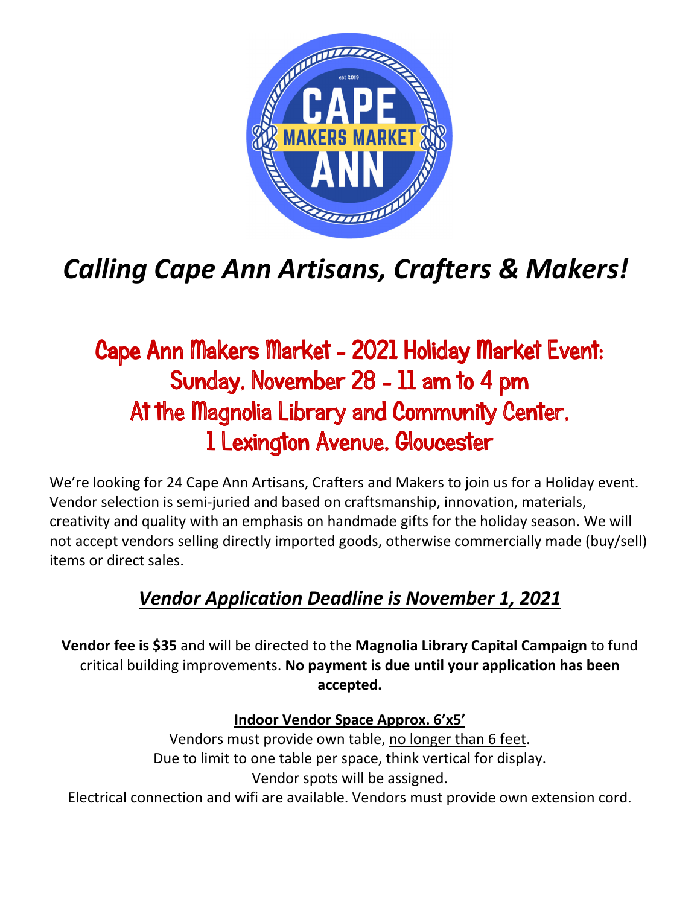# *Calling Cape Ann Artisans, Crafters & Makers!*

## Cape Ann Makers Market - 2021 Holiday Market Event: Sunday, November 28 - 11 am to 4 pm At the Magnolia Library and Community Center, 1 Lexington Avenue, Gloucester

We're looking for 24 Cape Ann Artisans, Crafters and Makers to join us for a Holiday event. Vendor selection is semi-juried and based on craftsmanship, innovation, materials, creativity and quality with an emphasis on handmade gifts for the holiday season. We will not accept vendors selling directly imported goods, otherwise commercially made (buy/sell) items or direct sales.

### *Vendor Application Deadline is November 1, 2021*

**Vendor fee is $35** and will be directed to the **Magnolia Library Capital Campaign** to fund critical building improvements. **No payment is due until your application has been accepted.**

**Indoor Vendor Space Approx. 6'x5'**

Vendors must provide own table, no longer than 6 feet.
Due to limit to one table per space, think vertical for display.
Vendor spots will be assigned.
Electrical connection and wifi are available. Vendors must provide own extension cord.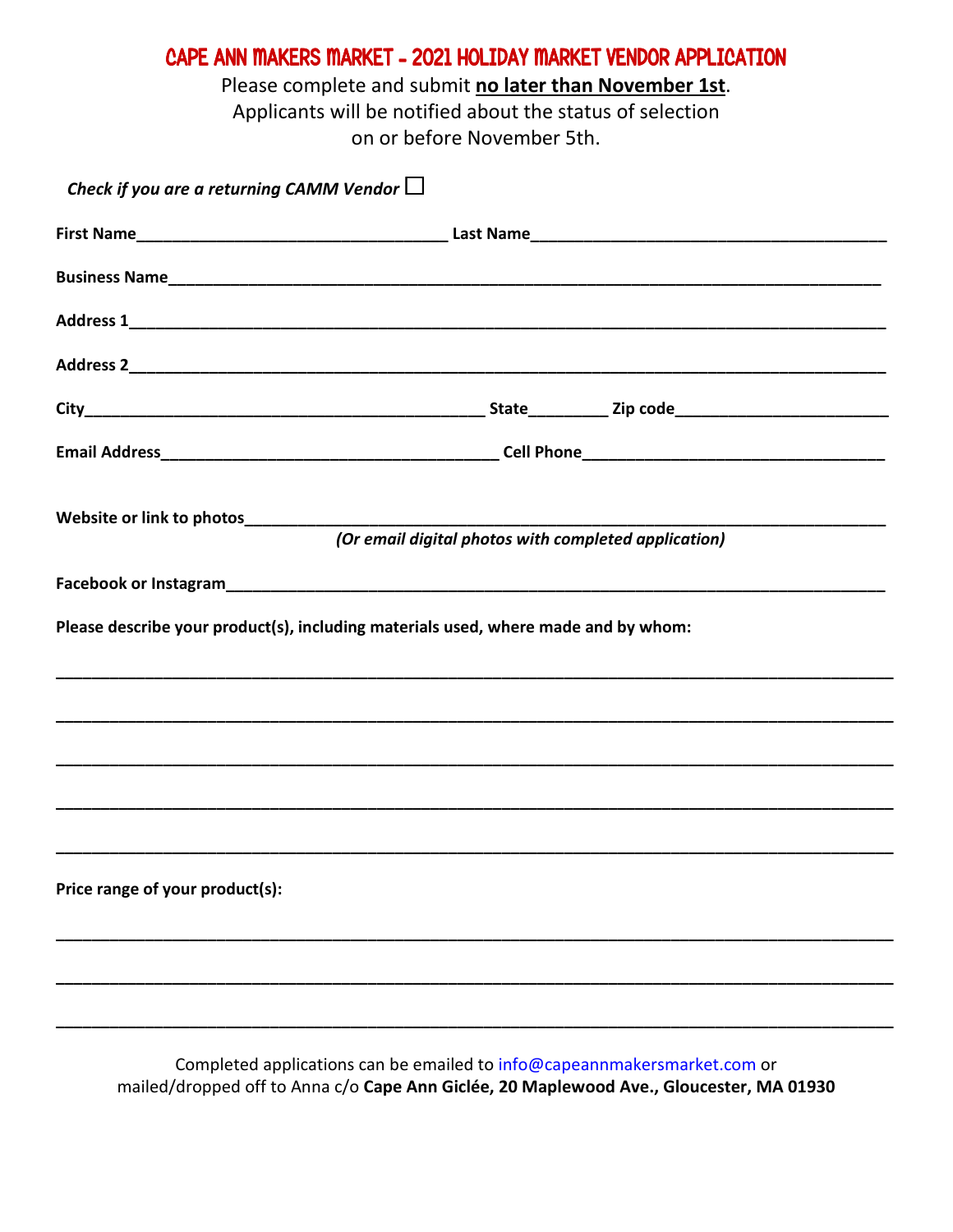# CAPE ANN MAKERS MARKET – 2021 HOLIDAY MARKET VENDOR APPLICATION

Please complete and submit **no later than November 1st**.
Applicants will be notified about the status of selection on or before November 5th.

***Check if you are a returning CAMM Vendor*** ☐

**First Name**___________________________________ **Last Name**_______________________________________

**Business Name**_________________________________________________________________________________

**Address 1**______________________________________________________________________________________

**Address 2**______________________________________________________________________________________

**City**____________________________________________ **State**_________ **Zip code**________________________

**Email Address**_____________________________________ **Cell Phone**__________________________________

**Website or link to photos**_________________________________________________________________________

***(Or email digital photos with completed application)***

**Facebook or Instagram**___________________________________________________________________________

**Please describe your product(s), including materials used, where made and by whom:**

_____________________________________________________________________________________________

_____________________________________________________________________________________________

_____________________________________________________________________________________________

_____________________________________________________________________________________________

_____________________________________________________________________________________________

**Price range of your product(s):**

_____________________________________________________________________________________________

_____________________________________________________________________________________________

_____________________________________________________________________________________________

Completed applications can be emailed to info@capeannmakersmarket.com or mailed/dropped off to Anna c/o **Cape Ann Giclée, 20 Maplewood Ave., Gloucester, MA 01930**